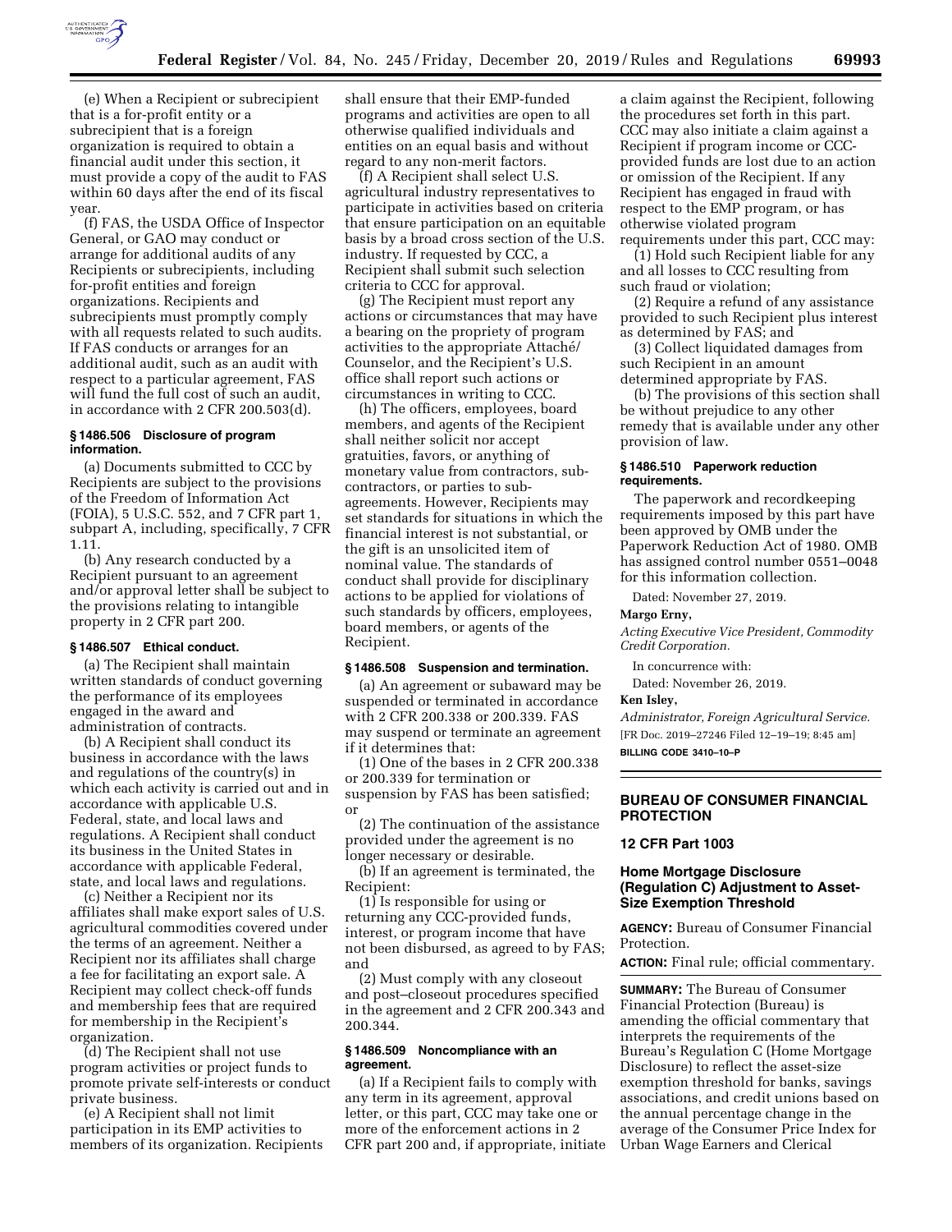(e) When a Recipient or subrecipient that is a for-profit entity or a subrecipient that is a foreign organization is required to obtain a financial audit under this section, it must provide a copy of the audit to FAS within 60 days after the end of its fiscal year.

(f) FAS, the USDA Office of Inspector General, or GAO may conduct or arrange for additional audits of any Recipients or subrecipients, including for-profit entities and foreign organizations. Recipients and subrecipients must promptly comply with all requests related to such audits. If FAS conducts or arranges for an additional audit, such as an audit with respect to a particular agreement, FAS will fund the full cost of such an audit, in accordance with 2 CFR 200.503(d).

### § 1486.506 Disclosure of program information.

(a) Documents submitted to CCC by Recipients are subject to the provisions of the Freedom of Information Act (FOIA), 5 U.S.C. 552, and 7 CFR part 1, subpart A, including, specifically, 7 CFR 1.11.

(b) Any research conducted by a Recipient pursuant to an agreement and/or approval letter shall be subject to the provisions relating to intangible property in 2 CFR part 200.

### § 1486.507 Ethical conduct.

(a) The Recipient shall maintain written standards of conduct governing the performance of its employees engaged in the award and administration of contracts.

(b) A Recipient shall conduct its business in accordance with the laws and regulations of the country(s) in which each activity is carried out and in accordance with applicable U.S. Federal, state, and local laws and regulations. A Recipient shall conduct its business in the United States in accordance with applicable Federal, state, and local laws and regulations.

(c) Neither a Recipient nor its affiliates shall make export sales of U.S. agricultural commodities covered under the terms of an agreement. Neither a Recipient nor its affiliates shall charge a fee for facilitating an export sale. A Recipient may collect check-off funds and membership fees that are required for membership in the Recipient's organization.

(d) The Recipient shall not use program activities or project funds to promote private self-interests or conduct private business.

(e) A Recipient shall not limit participation in its EMP activities to members of its organization. Recipients shall ensure that their EMP-funded programs and activities are open to all otherwise qualified individuals and entities on an equal basis and without regard to any non-merit factors.

(f) A Recipient shall select U.S. agricultural industry representatives to participate in activities based on criteria that ensure participation on an equitable basis by a broad cross section of the U.S. industry. If requested by CCC, a Recipient shall submit such selection criteria to CCC for approval.

(g) The Recipient must report any actions or circumstances that may have a bearing on the propriety of program activities to the appropriate Attaché/Counselor, and the Recipient's U.S. office shall report such actions or circumstances in writing to CCC.

(h) The officers, employees, board members, and agents of the Recipient shall neither solicit nor accept gratuities, favors, or anything of monetary value from contractors, sub-contractors, or parties to sub-agreements. However, Recipients may set standards for situations in which the financial interest is not substantial, or the gift is an unsolicited item of nominal value. The standards of conduct shall provide for disciplinary actions to be applied for violations of such standards by officers, employees, board members, or agents of the Recipient.

### § 1486.508 Suspension and termination.

(a) An agreement or subaward may be suspended or terminated in accordance with 2 CFR 200.338 or 200.339. FAS may suspend or terminate an agreement if it determines that:

(1) One of the bases in 2 CFR 200.338 or 200.339 for termination or suspension by FAS has been satisfied; or

(2) The continuation of the assistance provided under the agreement is no longer necessary or desirable.

(b) If an agreement is terminated, the Recipient:

(1) Is responsible for using or returning any CCC-provided funds, interest, or program income that have not been disbursed, as agreed to by FAS; and

(2) Must comply with any closeout and post–closeout procedures specified in the agreement and 2 CFR 200.343 and 200.344.

### § 1486.509 Noncompliance with an agreement.

(a) If a Recipient fails to comply with any term in its agreement, approval letter, or this part, CCC may take one or more of the enforcement actions in 2 CFR part 200 and, if appropriate, initiate a claim against the Recipient, following the procedures set forth in this part. CCC may also initiate a claim against a Recipient if program income or CCC-provided funds are lost due to an action or omission of the Recipient. If any Recipient has engaged in fraud with respect to the EMP program, or has otherwise violated program requirements under this part, CCC may:

(1) Hold such Recipient liable for any and all losses to CCC resulting from such fraud or violation;

(2) Require a refund of any assistance provided to such Recipient plus interest as determined by FAS; and

(3) Collect liquidated damages from such Recipient in an amount determined appropriate by FAS.

(b) The provisions of this section shall be without prejudice to any other remedy that is available under any other provision of law.

### § 1486.510 Paperwork reduction requirements.

The paperwork and recordkeeping requirements imposed by this part have been approved by OMB under the Paperwork Reduction Act of 1980. OMB has assigned control number 0551–0048 for this information collection.

Dated: November 27, 2019.

**Margo Erny,**

*Acting Executive Vice President, Commodity Credit Corporation.*

In concurrence with:

Dated: November 26, 2019.

**Ken Isley,**

*Administrator, Foreign Agricultural Service.*

[FR Doc. 2019–27246 Filed 12–19–19; 8:45 am]

**BILLING CODE 3410–10–P**

---

## BUREAU OF CONSUMER FINANCIAL PROTECTION

### 12 CFR Part 1003

### Home Mortgage Disclosure (Regulation C) Adjustment to Asset-Size Exemption Threshold

**AGENCY:** Bureau of Consumer Financial Protection.

**ACTION:** Final rule; official commentary.

**SUMMARY:** The Bureau of Consumer Financial Protection (Bureau) is amending the official commentary that interprets the requirements of the Bureau's Regulation C (Home Mortgage Disclosure) to reflect the asset-size exemption threshold for banks, savings associations, and credit unions based on the annual percentage change in the average of the Consumer Price Index for Urban Wage Earners and Clerical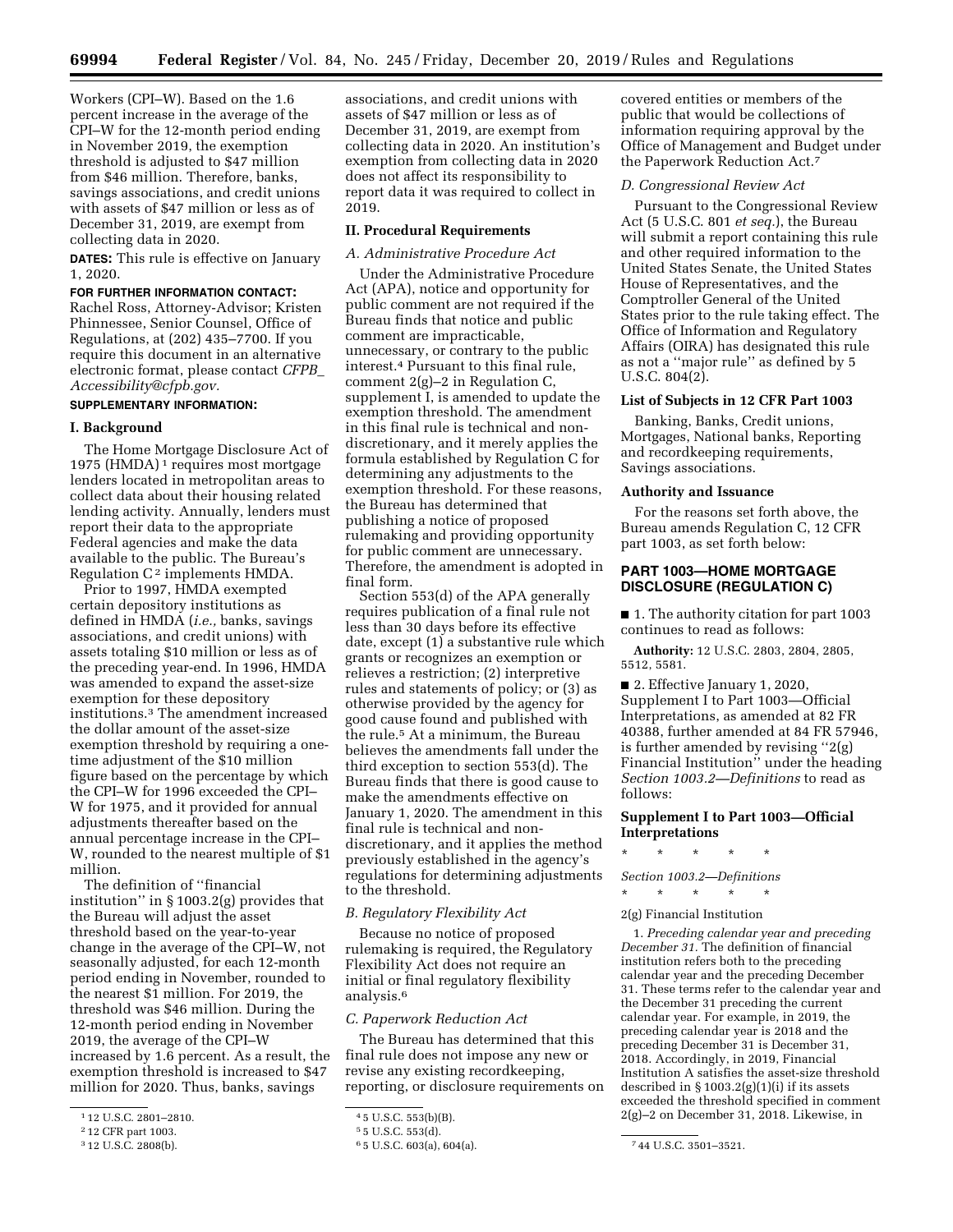Workers (CPI–W). Based on the 1.6 percent increase in the average of the CPI–W for the 12-month period ending in November 2019, the exemption threshold is adjusted to $47 million from $46 million. Therefore, banks, savings associations, and credit unions with assets of $47 million or less as of December 31, 2019, are exempt from collecting data in 2020.

**DATES:** This rule is effective on January 1, 2020.

**FOR FURTHER INFORMATION CONTACT:** Rachel Ross, Attorney-Advisor; Kristen Phinnessee, Senior Counsel, Office of Regulations, at (202) 435–7700. If you require this document in an alternative electronic format, please contact *CFPB_Accessibility@cfpb.gov.*

**SUPPLEMENTARY INFORMATION:**

## I. Background

The Home Mortgage Disclosure Act of 1975 (HMDA)[1] requires most mortgage lenders located in metropolitan areas to collect data about their housing related lending activity. Annually, lenders must report their data to the appropriate Federal agencies and make the data available to the public. The Bureau's Regulation C[2] implements HMDA.

Prior to 1997, HMDA exempted certain depository institutions as defined in HMDA (*i.e.,* banks, savings associations, and credit unions) with assets totaling $10 million or less as of the preceding year-end. In 1996, HMDA was amended to expand the asset-size exemption for these depository institutions.[3] The amendment increased the dollar amount of the asset-size exemption threshold by requiring a one-time adjustment of the $10 million figure based on the percentage by which the CPI–W for 1996 exceeded the CPI–W for 1975, and it provided for annual adjustments thereafter based on the annual percentage increase in the CPI–W, rounded to the nearest multiple of $1 million.

The definition of ''financial institution'' in § 1003.2(g) provides that the Bureau will adjust the asset threshold based on the year-to-year change in the average of the CPI–W, not seasonally adjusted, for each 12-month period ending in November, rounded to the nearest $1 million. For 2019, the threshold was $46 million. During the 12-month period ending in November 2019, the average of the CPI–W increased by 1.6 percent. As a result, the exemption threshold is increased to $47 million for 2020. Thus, banks, savings associations, and credit unions with assets of $47 million or less as of December 31, 2019, are exempt from collecting data in 2020. An institution's exemption from collecting data in 2020 does not affect its responsibility to report data it was required to collect in 2019.

## II. Procedural Requirements

### *A. Administrative Procedure Act*

Under the Administrative Procedure Act (APA), notice and opportunity for public comment are not required if the Bureau finds that notice and public comment are impracticable, unnecessary, or contrary to the public interest.[4] Pursuant to this final rule, comment 2(g)–2 in Regulation C, supplement I, is amended to update the exemption threshold. The amendment in this final rule is technical and non-discretionary, and it merely applies the formula established by Regulation C for determining any adjustments to the exemption threshold. For these reasons, the Bureau has determined that publishing a notice of proposed rulemaking and providing opportunity for public comment are unnecessary. Therefore, the amendment is adopted in final form.

Section 553(d) of the APA generally requires publication of a final rule not less than 30 days before its effective date, except (1) a substantive rule which grants or recognizes an exemption or relieves a restriction; (2) interpretive rules and statements of policy; or (3) as otherwise provided by the agency for good cause found and published with the rule.[5] At a minimum, the Bureau believes the amendments fall under the third exception to section 553(d). The Bureau finds that there is good cause to make the amendments effective on January 1, 2020. The amendment in this final rule is technical and non-discretionary, and it applies the method previously established in the agency's regulations for determining adjustments to the threshold.

### *B. Regulatory Flexibility Act*

Because no notice of proposed rulemaking is required, the Regulatory Flexibility Act does not require an initial or final regulatory flexibility analysis.[6]

### *C. Paperwork Reduction Act*

The Bureau has determined that this final rule does not impose any new or revise any existing recordkeeping, reporting, or disclosure requirements on covered entities or members of the public that would be collections of information requiring approval by the Office of Management and Budget under the Paperwork Reduction Act.[7]

### *D. Congressional Review Act*

Pursuant to the Congressional Review Act (5 U.S.C. 801 *et seq.*), the Bureau will submit a report containing this rule and other required information to the United States Senate, the United States House of Representatives, and the Comptroller General of the United States prior to the rule taking effect. The Office of Information and Regulatory Affairs (OIRA) has designated this rule as not a ''major rule'' as defined by 5 U.S.C. 804(2).

## List of Subjects in 12 CFR Part 1003

Banking, Banks, Credit unions, Mortgages, National banks, Reporting and recordkeeping requirements, Savings associations.

## Authority and Issuance

For the reasons set forth above, the Bureau amends Regulation C, 12 CFR part 1003, as set forth below:

## PART 1003—HOME MORTGAGE DISCLOSURE (REGULATION C)

■ 1. The authority citation for part 1003 continues to read as follows:

**Authority:** 12 U.S.C. 2803, 2804, 2805, 5512, 5581.

■ 2. Effective January 1, 2020, Supplement I to Part 1003—Official Interpretations, as amended at 82 FR 40388, further amended at 84 FR 57946, is further amended by revising ''2(g) Financial Institution'' under the heading *Section 1003.2—Definitions* to read as follows:

### Supplement I to Part 1003—Official Interpretations

\* \* \* \* \*

*Section 1003.2—Definitions*

\* \* \* \* \*

2(g) Financial Institution

1. *Preceding calendar year and preceding December 31.* The definition of financial institution refers both to the preceding calendar year and the preceding December 31. These terms refer to the calendar year and the December 31 preceding the current calendar year. For example, in 2019, the preceding calendar year is 2018 and the preceding December 31 is December 31, 2018. Accordingly, in 2019, Financial Institution A satisfies the asset-size threshold described in § 1003.2(g)(1)(i) if its assets exceeded the threshold specified in comment 2(g)–2 on December 31, 2018. Likewise, in

---

[1] 12 U.S.C. 2801–2810.

[2] 12 CFR part 1003.

[3] 12 U.S.C. 2808(b).

[4] 5 U.S.C. 553(b)(B).

[5] 5 U.S.C. 553(d).

[6] 5 U.S.C. 603(a), 604(a).

[7] 44 U.S.C. 3501–3521.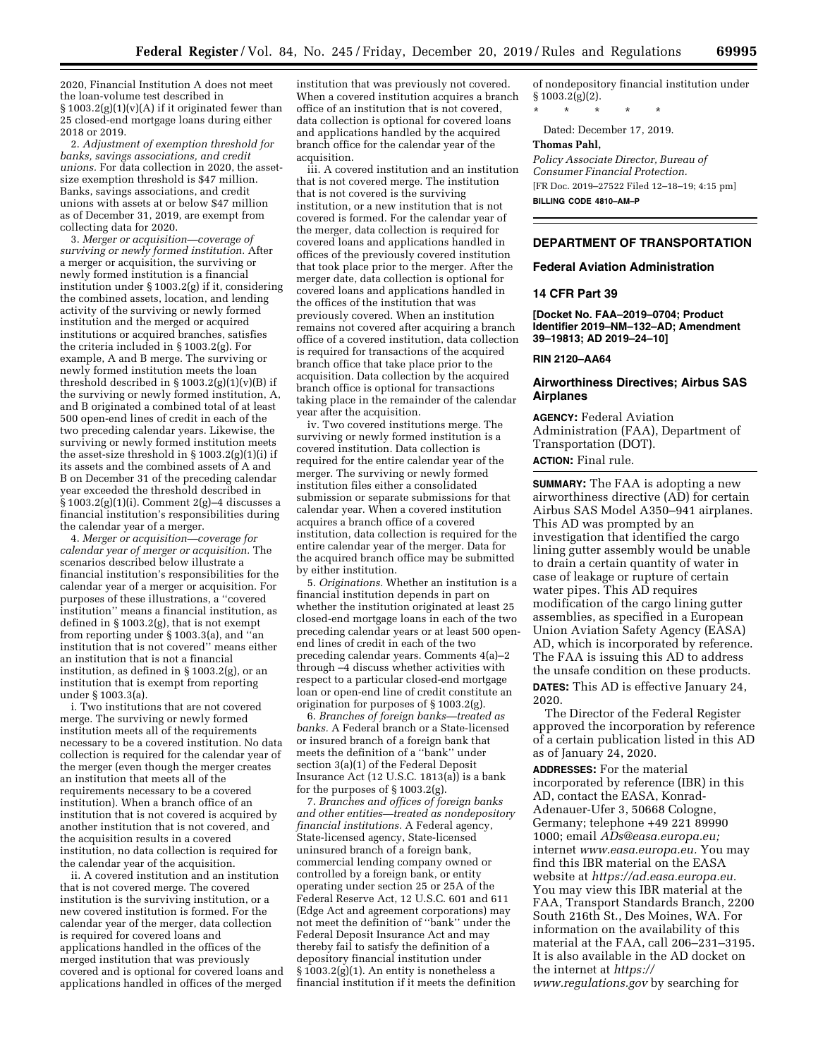2020, Financial Institution A does not meet the loan-volume test described in § 1003.2(g)(1)(v)(A) if it originated fewer than 25 closed-end mortgage loans during either 2018 or 2019.

2. *Adjustment of exemption threshold for banks, savings associations, and credit unions.* For data collection in 2020, the asset-size exemption threshold is $47 million. Banks, savings associations, and credit unions with assets at or below $47 million as of December 31, 2019, are exempt from collecting data for 2020.

3. *Merger or acquisition—coverage of surviving or newly formed institution.* After a merger or acquisition, the surviving or newly formed institution is a financial institution under § 1003.2(g) if it, considering the combined assets, location, and lending activity of the surviving or newly formed institution and the merged or acquired institutions or acquired branches, satisfies the criteria included in § 1003.2(g). For example, A and B merge. The surviving or newly formed institution meets the loan threshold described in § 1003.2(g)(1)(v)(B) if the surviving or newly formed institution, A, and B originated a combined total of at least 500 open-end lines of credit in each of the two preceding calendar years. Likewise, the surviving or newly formed institution meets the asset-size threshold in § 1003.2(g)(1)(i) if its assets and the combined assets of A and B on December 31 of the preceding calendar year exceeded the threshold described in § 1003.2(g)(1)(i). Comment 2(g)–4 discusses a financial institution's responsibilities during the calendar year of a merger.

4. *Merger or acquisition—coverage for calendar year of merger or acquisition.* The scenarios described below illustrate a financial institution's responsibilities for the calendar year of a merger or acquisition. For purposes of these illustrations, a ''covered institution'' means a financial institution, as defined in § 1003.2(g), that is not exempt from reporting under § 1003.3(a), and ''an institution that is not covered'' means either an institution that is not a financial institution, as defined in § 1003.2(g), or an institution that is exempt from reporting under § 1003.3(a).

i. Two institutions that are not covered merge. The surviving or newly formed institution meets all of the requirements necessary to be a covered institution. No data collection is required for the calendar year of the merger (even though the merger creates an institution that meets all of the requirements necessary to be a covered institution). When a branch office of an institution that is not covered is acquired by another institution that is not covered, and the acquisition results in a covered institution, no data collection is required for the calendar year of the acquisition.

ii. A covered institution and an institution that is not covered merge. The covered institution is the surviving institution, or a new covered institution is formed. For the calendar year of the merger, data collection is required for covered loans and applications handled in the offices of the merged institution that was previously covered and is optional for covered loans and applications handled in offices of the merged institution that was previously not covered. When a covered institution acquires a branch office of an institution that is not covered, data collection is optional for covered loans and applications handled by the acquired branch office for the calendar year of the acquisition.

iii. A covered institution and an institution that is not covered merge. The institution that is not covered is the surviving institution, or a new institution that is not covered is formed. For the calendar year of the merger, data collection is required for covered loans and applications handled in offices of the previously covered institution that took place prior to the merger. After the merger date, data collection is optional for covered loans and applications handled in the offices of the institution that was previously covered. When an institution remains not covered after acquiring a branch office of a covered institution, data collection is required for transactions of the acquired branch office that take place prior to the acquisition. Data collection by the acquired branch office is optional for transactions taking place in the remainder of the calendar year after the acquisition.

iv. Two covered institutions merge. The surviving or newly formed institution is a covered institution. Data collection is required for the entire calendar year of the merger. The surviving or newly formed institution files either a consolidated submission or separate submissions for that calendar year. When a covered institution acquires a branch office of a covered institution, data collection is required for the entire calendar year of the merger. Data for the acquired branch office may be submitted by either institution.

5. *Originations.* Whether an institution is a financial institution depends in part on whether the institution originated at least 25 closed-end mortgage loans in each of the two preceding calendar years or at least 500 open-end lines of credit in each of the two preceding calendar years. Comments 4(a)–2 through –4 discuss whether activities with respect to a particular closed-end mortgage loan or open-end line of credit constitute an origination for purposes of § 1003.2(g).

6. *Branches of foreign banks—treated as banks.* A Federal branch or a State-licensed or insured branch of a foreign bank that meets the definition of a ''bank'' under section 3(a)(1) of the Federal Deposit Insurance Act (12 U.S.C. 1813(a)) is a bank for the purposes of § 1003.2(g).

7. *Branches and offices of foreign banks and other entities—treated as nondepository financial institutions.* A Federal agency, State-licensed agency, State-licensed uninsured branch of a foreign bank, commercial lending company owned or controlled by a foreign bank, or entity operating under section 25 or 25A of the Federal Reserve Act, 12 U.S.C. 601 and 611 (Edge Act and agreement corporations) may not meet the definition of ''bank'' under the Federal Deposit Insurance Act and may thereby fail to satisfy the definition of a depository financial institution under § 1003.2(g)(1). An entity is nonetheless a financial institution if it meets the definition of nondepository financial institution under § 1003.2(g)(2).

\* \* \* \* \*

Dated: December 17, 2019.

**Thomas Pahl,**

*Policy Associate Director, Bureau of Consumer Financial Protection.*

[FR Doc. 2019–27522 Filed 12–18–19; 4:15 pm]

**BILLING CODE 4810–AM–P**

---

## DEPARTMENT OF TRANSPORTATION

### Federal Aviation Administration

### 14 CFR Part 39

**[Docket No. FAA–2019–0704; Product Identifier 2019–NM–132–AD; Amendment 39–19813; AD 2019–24–10]**

**RIN 2120–AA64**

### Airworthiness Directives; Airbus SAS Airplanes

**AGENCY:** Federal Aviation Administration (FAA), Department of Transportation (DOT).

**ACTION:** Final rule.

**SUMMARY:** The FAA is adopting a new airworthiness directive (AD) for certain Airbus SAS Model A350–941 airplanes. This AD was prompted by an investigation that identified the cargo lining gutter assembly would be unable to drain a certain quantity of water in case of leakage or rupture of certain water pipes. This AD requires modification of the cargo lining gutter assemblies, as specified in a European Union Aviation Safety Agency (EASA) AD, which is incorporated by reference. The FAA is issuing this AD to address the unsafe condition on these products.

**DATES:** This AD is effective January 24, 2020.

The Director of the Federal Register approved the incorporation by reference of a certain publication listed in this AD as of January 24, 2020.

**ADDRESSES:** For the material incorporated by reference (IBR) in this AD, contact the EASA, Konrad-Adenauer-Ufer 3, 50668 Cologne, Germany; telephone +49 221 89990 1000; email *ADs@easa.europa.eu;* internet *www.easa.europa.eu.* You may find this IBR material on the EASA website at *https://ad.easa.europa.eu.* You may view this IBR material at the FAA, Transport Standards Branch, 2200 South 216th St., Des Moines, WA. For information on the availability of this material at the FAA, call 206–231–3195. It is also available in the AD docket on the internet at *https://www.regulations.gov* by searching for